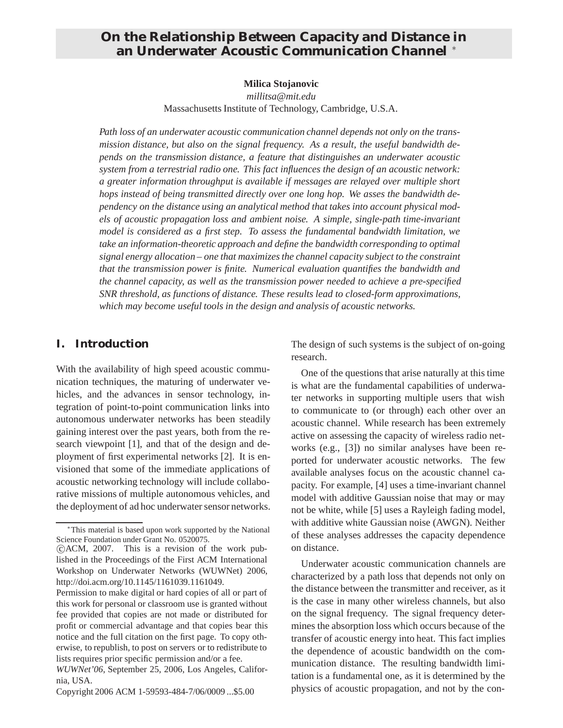# On the Relationship Between Capacity and Distance in an Underwater Acoustic Communication Channel [*]

**Milica Stojanovic**

*millitsa@mit.edu*

Massachusetts Institute of Technology, Cambridge, U.S.A.

*Path loss of an underwater acoustic communication channel depends not only on the transmission distance, but also on the signal frequency. As a result, the useful bandwidth depends on the transmission distance, a feature that distinguishes an underwater acoustic system from a terrestrial radio one. This fact influences the design of an acoustic network: a greater information throughput is available if messages are relayed over multiple short hops instead of being transmitted directly over one long hop. We asses the bandwidth dependency on the distance using an analytical method that takes into account physical models of acoustic propagation loss and ambient noise. A simple, single-path time-invariant model is considered as a first step. To assess the fundamental bandwidth limitation, we take an information-theoretic approach and define the bandwidth corresponding to optimal signal energy allocation – one that maximizes the channel capacity subject to the constraint that the transmission power is finite. Numerical evaluation quantifies the bandwidth and the channel capacity, as well as the transmission power needed to achieve a pre-specified SNR threshold, as functions of distance. These results lead to closed-form approximations, which may become useful tools in the design and analysis of acoustic networks.*

## I. Introduction

With the availability of high speed acoustic communication techniques, the maturing of underwater vehicles, and the advances in sensor technology, integration of point-to-point communication links into autonomous underwater networks has been steadily gaining interest over the past years, both from the research viewpoint [1], and that of the design and deployment of first experimental networks [2]. It is envisioned that some of the immediate applications of acoustic networking technology will include collaborative missions of multiple autonomous vehicles, and the deployment of ad hoc underwater sensor networks. The design of such systems is the subject of on-going research.

One of the questions that arise naturally at this time is what are the fundamental capabilities of underwater networks in supporting multiple users that wish to communicate to (or through) each other over an acoustic channel. While research has been extremely active on assessing the capacity of wireless radio networks (e.g., [3]) no similar analyses have been reported for underwater acoustic networks. The few available analyses focus on the acoustic channel capacity. For example, [4] uses a time-invariant channel model with additive Gaussian noise that may or may not be white, while [5] uses a Rayleigh fading model, with additive white Gaussian noise (AWGN). Neither of these analyses addresses the capacity dependence on distance.

Underwater acoustic communication channels are characterized by a path loss that depends not only on the distance between the transmitter and receiver, as it is the case in many other wireless channels, but also on the signal frequency. The signal frequency determines the absorption loss which occurs because of the transfer of acoustic energy into heat. This fact implies the dependence of acoustic bandwidth on the communication distance. The resulting bandwidth limitation is a fundamental one, as it is determined by the physics of acoustic propagation, and not by the con-

---

[*] This material is based upon work supported by the National Science Foundation under Grant No. 0520075.

©ACM, 2007. This is a revision of the work published in the Proceedings of the First ACM International Workshop on Underwater Networks (WUWNet) 2006, http://doi.acm.org/10.1145/1161039.1161049.

Permission to make digital or hard copies of all or part of this work for personal or classroom use is granted without fee provided that copies are not made or distributed for profit or commercial advantage and that copies bear this notice and the full citation on the first page. To copy otherwise, to republish, to post on servers or to redistribute to lists requires prior specific permission and/or a fee.

*WUWNet'06*, September 25, 2006, Los Angeles, California, USA.

Copyright 2006 ACM 1-59593-484-7/06/0009 ...$5.00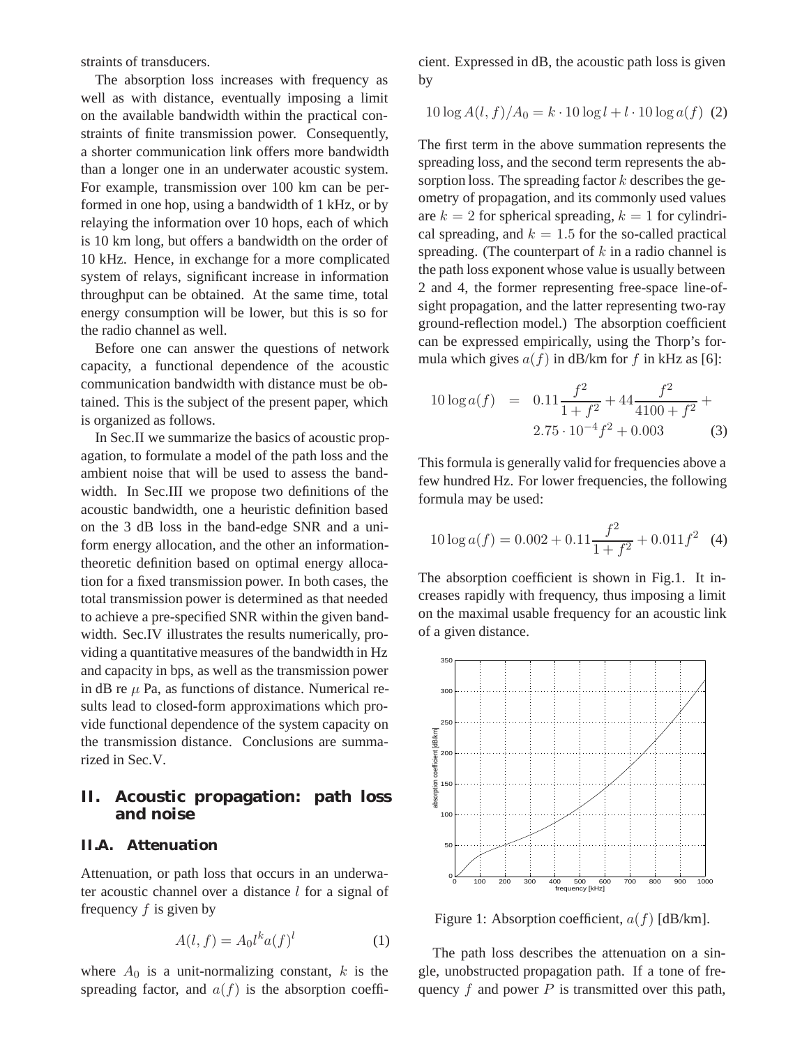straints of transducers.

The absorption loss increases with frequency as well as with distance, eventually imposing a limit on the available bandwidth within the practical constraints of finite transmission power. Consequently, a shorter communication link offers more bandwidth than a longer one in an underwater acoustic system. For example, transmission over 100 km can be performed in one hop, using a bandwidth of 1 kHz, or by relaying the information over 10 hops, each of which is 10 km long, but offers a bandwidth on the order of 10 kHz. Hence, in exchange for a more complicated system of relays, significant increase in information throughput can be obtained. At the same time, total energy consumption will be lower, but this is so for the radio channel as well.

Before one can answer the questions of network capacity, a functional dependence of the acoustic communication bandwidth with distance must be obtained. This is the subject of the present paper, which is organized as follows.

In Sec.II we summarize the basics of acoustic propagation, to formulate a model of the path loss and the ambient noise that will be used to assess the bandwidth. In Sec.III we propose two definitions of the acoustic bandwidth, one a heuristic definition based on the 3 dB loss in the band-edge SNR and a uniform energy allocation, and the other an information-theoretic definition based on optimal energy allocation for a fixed transmission power. In both cases, the total transmission power is determined as that needed to achieve a pre-specified SNR within the given bandwidth. Sec.IV illustrates the results numerically, providing a quantitative measures of the bandwidth in Hz and capacity in bps, as well as the transmission power in dB re $\mu$ Pa, as functions of distance. Numerical results lead to closed-form approximations which provide functional dependence of the system capacity on the transmission distance. Conclusions are summarized in Sec.V.

## II. Acoustic propagation: path loss and noise

### II.A. Attenuation

Attenuation, or path loss that occurs in an underwater acoustic channel over a distance $l$ for a signal of frequency $f$ is given by

$$A(l,f) = A_0 l^k a(f)^l \tag{1}$$

where $A_0$ is a unit-normalizing constant, $k$ is the spreading factor, and $a(f)$ is the absorption coefficient. Expressed in dB, the acoustic path loss is given by

$$10\log A(l,f)/A_0 = k \cdot 10\log l + l \cdot 10\log a(f) \tag{2}$$

The first term in the above summation represents the spreading loss, and the second term represents the absorption loss. The spreading factor $k$ describes the geometry of propagation, and its commonly used values are $k = 2$ for spherical spreading, $k = 1$ for cylindrical spreading, and $k = 1.5$ for the so-called practical spreading. (The counterpart of $k$ in a radio channel is the path loss exponent whose value is usually between 2 and 4, the former representing free-space line-of-sight propagation, and the latter representing two-ray ground-reflection model.) The absorption coefficient can be expressed empirically, using the Thorp's formula which gives $a(f)$ in dB/km for $f$ in kHz as [6]:

$$10\log a(f) = 0.11\frac{f^2}{1+f^2} + 44\frac{f^2}{4100+f^2} + 2.75\cdot 10^{-4} f^2 + 0.003 \tag{3}$$

This formula is generally valid for frequencies above a few hundred Hz. For lower frequencies, the following formula may be used:

$$10\log a(f) = 0.002 + 0.11\frac{f^2}{1+f^2} + 0.011 f^2 \tag{4}$$

The absorption coefficient is shown in Fig.1. It increases rapidly with frequency, thus imposing a limit on the maximal usable frequency for an acoustic link of a given distance.

Figure 1: Absorption coefficient, $a(f)$ [dB/km].

The path loss describes the attenuation on a single, unobstructed propagation path. If a tone of frequency $f$ and power $P$ is transmitted over this path,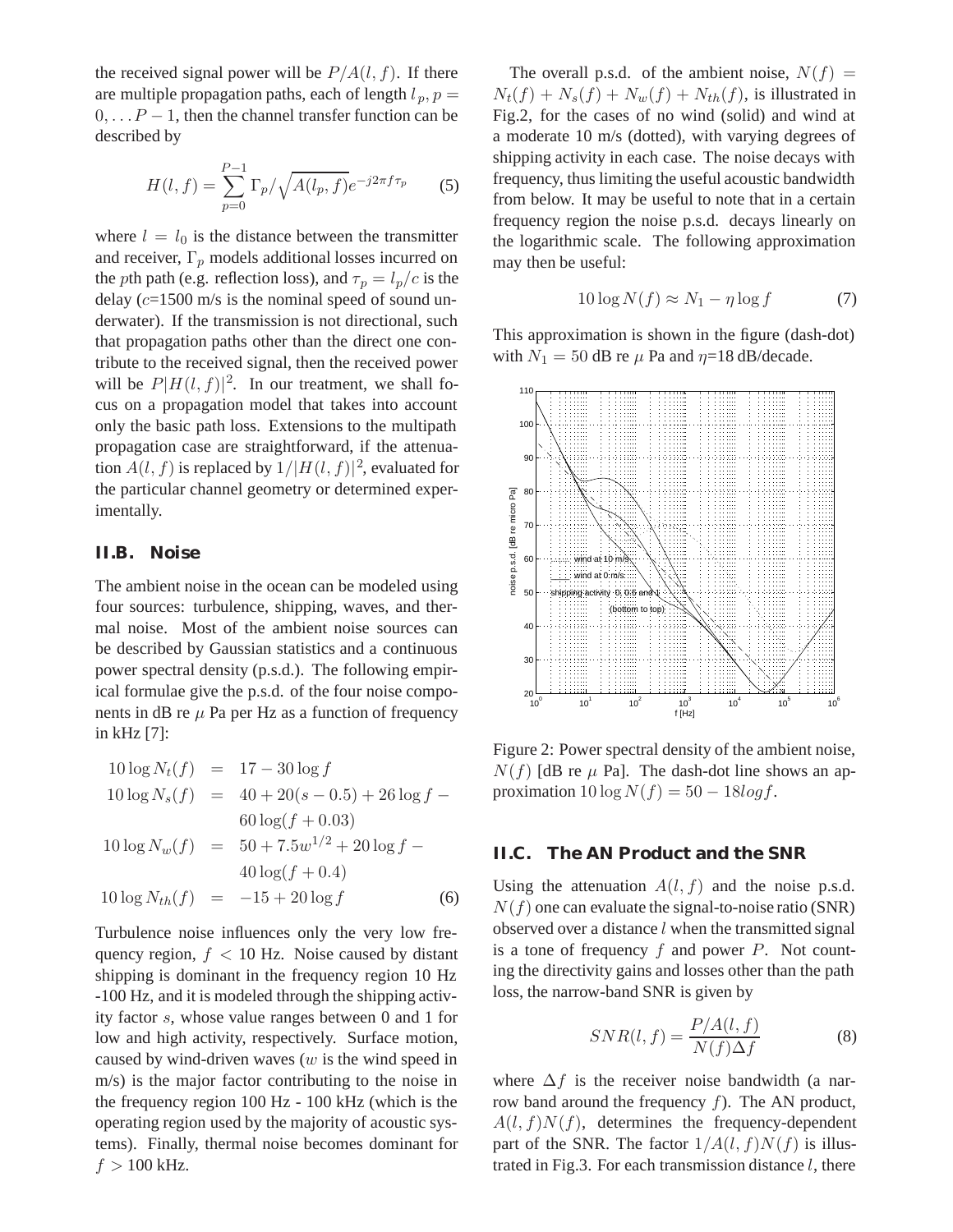the received signal power will be $P/A(l,f)$. If there are multiple propagation paths, each of length $l_p, p = 0, \dots P-1$, then the channel transfer function can be described by

$$H(l,f) = \sum_{p=0}^{P-1} \Gamma_p / \sqrt{A(l_p,f)} e^{-j2\pi f \tau_p} \tag{5}$$

where $l = l_0$ is the distance between the transmitter and receiver, $\Gamma_p$ models additional losses incurred on the $p$th path (e.g. reflection loss), and $\tau_p = l_p/c$ is the delay ($c$=1500 m/s is the nominal speed of sound underwater). If the transmission is not directional, such that propagation paths other than the direct one contribute to the received signal, then the received power will be $P|H(l,f)|^2$. In our treatment, we shall focus on a propagation model that takes into account only the basic path loss. Extensions to the multipath propagation case are straightforward, if the attenuation $A(l,f)$ is replaced by $1/|H(l,f)|^2$, evaluated for the particular channel geometry or determined experimentally.

### II.B. Noise

The ambient noise in the ocean can be modeled using four sources: turbulence, shipping, waves, and thermal noise. Most of the ambient noise sources can be described by Gaussian statistics and a continuous power spectral density (p.s.d.). The following empirical formulae give the p.s.d. of the four noise components in dB re $\mu$ Pa per Hz as a function of frequency in kHz [7]:

$$\begin{aligned}
10 \log N_t(f) &= 17 - 30 \log f \\
10 \log N_s(f) &= 40 + 20(s - 0.5) + 26 \log f - \\
&\quad 60 \log(f + 0.03) \\
10 \log N_w(f) &= 50 + 7.5 w^{1/2} + 20 \log f - \\
&\quad 40 \log(f + 0.4) \\
10 \log N_{th}(f) &= -15 + 20 \log f
\end{aligned} \tag{6}$$

Turbulence noise influences only the very low frequency region, $f < 10$ Hz. Noise caused by distant shipping is dominant in the frequency region 10 Hz -100 Hz, and it is modeled through the shipping activity factor $s$, whose value ranges between 0 and 1 for low and high activity, respectively. Surface motion, caused by wind-driven waves ($w$ is the wind speed in m/s) is the major factor contributing to the noise in the frequency region 100 Hz - 100 kHz (which is the operating region used by the majority of acoustic systems). Finally, thermal noise becomes dominant for $f > 100$ kHz.

The overall p.s.d. of the ambient noise, $N(f) = N_t(f) + N_s(f) + N_w(f) + N_{th}(f)$, is illustrated in Fig.2, for the cases of no wind (solid) and wind at a moderate 10 m/s (dotted), with varying degrees of shipping activity in each case. The noise decays with frequency, thus limiting the useful acoustic bandwidth from below. It may be useful to note that in a certain frequency region the noise p.s.d. decays linearly on the logarithmic scale. The following approximation may then be useful:

$$10 \log N(f) \approx N_1 - \eta \log f \tag{7}$$

This approximation is shown in the figure (dash-dot) with $N_1 = 50$ dB re $\mu$ Pa and $\eta$=18 dB/decade.

Figure 2: Power spectral density of the ambient noise, $N(f)$ [dB re $\mu$ Pa]. The dash-dot line shows an approximation $10 \log N(f) = 50 - 18 log f$.

### II.C. The AN Product and the SNR

Using the attenuation $A(l,f)$ and the noise p.s.d. $N(f)$ one can evaluate the signal-to-noise ratio (SNR) observed over a distance $l$ when the transmitted signal is a tone of frequency $f$ and power $P$. Not counting the directivity gains and losses other than the path loss, the narrow-band SNR is given by

$$SNR(l,f) = \frac{P/A(l,f)}{N(f)\Delta f} \tag{8}$$

where $\Delta f$ is the receiver noise bandwidth (a narrow band around the frequency $f$). The AN product, $A(l,f)N(f)$, determines the frequency-dependent part of the SNR. The factor $1/A(l,f)N(f)$ is illustrated in Fig.3. For each transmission distance $l$, there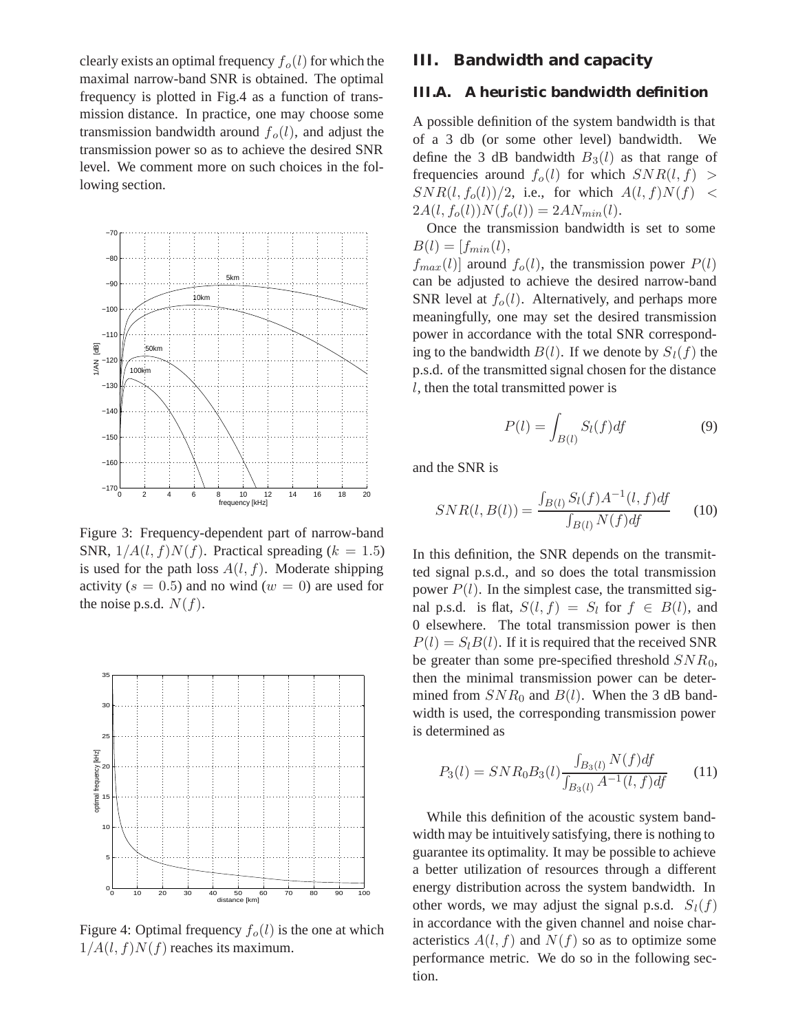clearly exists an optimal frequency $f_o(l)$ for which the maximal narrow-band SNR is obtained. The optimal frequency is plotted in Fig.4 as a function of transmission distance. In practice, one may choose some transmission bandwidth around $f_o(l)$, and adjust the transmission power so as to achieve the desired SNR level. We comment more on such choices in the following section.

Figure 3: Frequency-dependent part of narrow-band SNR, $1/A(l,f)N(f)$. Practical spreading ($k = 1.5$) is used for the path loss $A(l,f)$. Moderate shipping activity ($s = 0.5$) and no wind ($w = 0$) are used for the noise p.s.d. $N(f)$.

Figure 4: Optimal frequency $f_o(l)$ is the one at which $1/A(l,f)N(f)$ reaches its maximum.

## III. Bandwidth and capacity

### III.A. A heuristic bandwidth definition

A possible definition of the system bandwidth is that of a 3 db (or some other level) bandwidth. We define the 3 dB bandwidth $B_3(l)$ as that range of frequencies around $f_o(l)$ for which $SNR(l,f) > SNR(l,f_o(l))/2$, i.e., for which $A(l,f)N(f) < 2A(l,f_o(l))N(f_o(l)) = 2AN_{min}(l)$.

Once the transmission bandwidth is set to some $B(l) = [f_{min}(l), f_{max}(l)]$ around $f_o(l)$, the transmission power $P(l)$ can be adjusted to achieve the desired narrow-band SNR level at $f_o(l)$. Alternatively, and perhaps more meaningfully, one may set the desired transmission power in accordance with the total SNR corresponding to the bandwidth $B(l)$. If we denote by $S_l(f)$ the p.s.d. of the transmitted signal chosen for the distance $l$, then the total transmitted power is

$$P(l) = \int_{B(l)} S_l(f)df \tag{9}$$

and the SNR is

$$SNR(l, B(l)) = \frac{\int_{B(l)} S_l(f)A^{-1}(l,f)df}{\int_{B(l)} N(f)df} \tag{10}$$

In this definition, the SNR depends on the transmitted signal p.s.d., and so does the total transmission power $P(l)$. In the simplest case, the transmitted signal p.s.d. is flat, $S(l,f) = S_l$ for $f \in B(l)$, and 0 elsewhere. The total transmission power is then $P(l) = S_l B(l)$. If it is required that the received SNR be greater than some pre-specified threshold $SNR_0$, then the minimal transmission power can be determined from $SNR_0$ and $B(l)$. When the 3 dB bandwidth is used, the corresponding transmission power is determined as

$$P_3(l) = SNR_0 B_3(l) \frac{\int_{B_3(l)} N(f)df}{\int_{B_3(l)} A^{-1}(l,f)df} \tag{11}$$

While this definition of the acoustic system bandwidth may be intuitively satisfying, there is nothing to guarantee its optimality. It may be possible to achieve a better utilization of resources through a different energy distribution across the system bandwidth. In other words, we may adjust the signal p.s.d. $S_l(f)$ in accordance with the given channel and noise characteristics $A(l,f)$ and $N(f)$ so as to optimize some performance metric. We do so in the following section.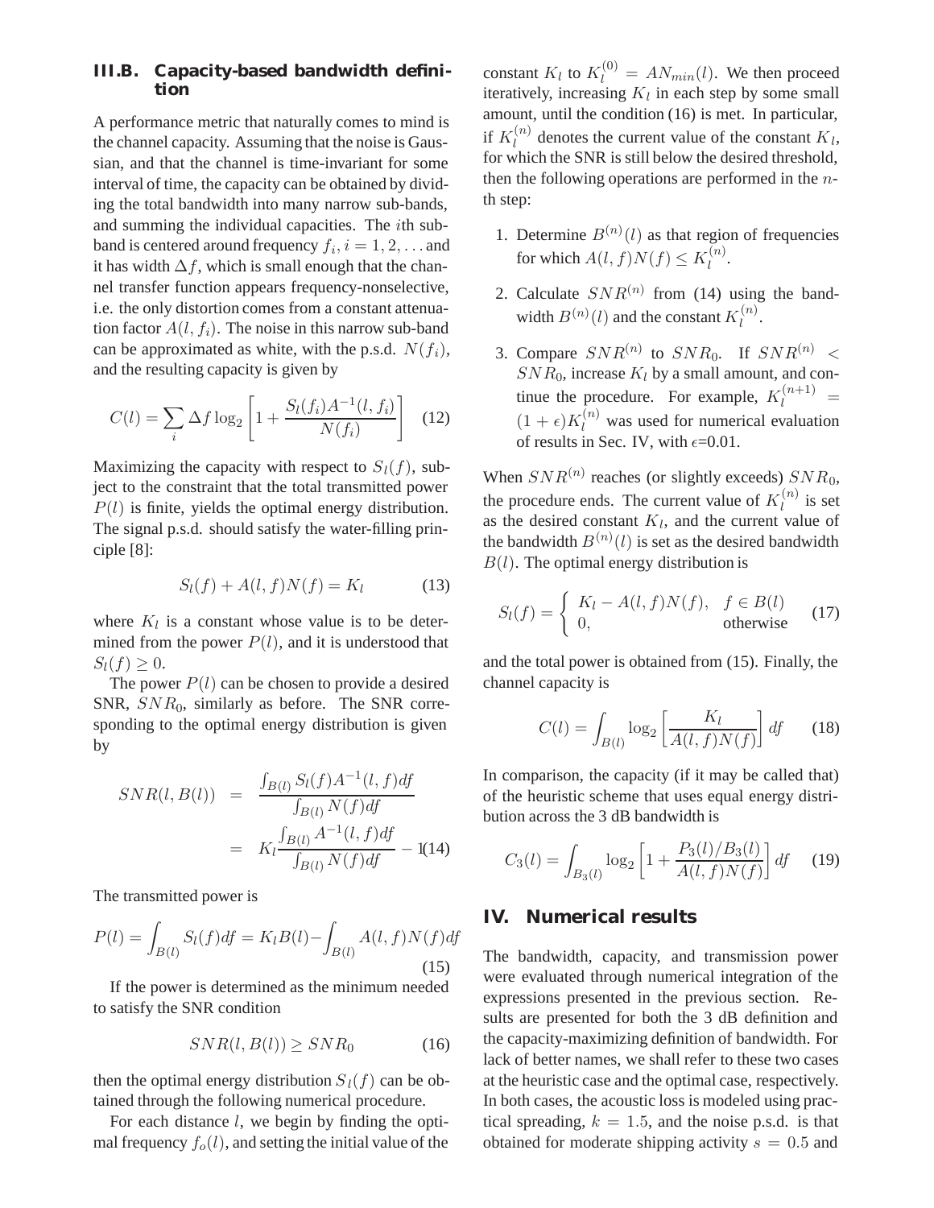### III.B. Capacity-based bandwidth definition

A performance metric that naturally comes to mind is the channel capacity. Assuming that the noise is Gaussian, and that the channel is time-invariant for some interval of time, the capacity can be obtained by dividing the total bandwidth into many narrow sub-bands, and summing the individual capacities. The $i$th sub-band is centered around frequency $f_i, i = 1, 2, \ldots$ and it has width $\Delta f$, which is small enough that the channel transfer function appears frequency-nonselective, i.e. the only distortion comes from a constant attenuation factor $A(l, f_i)$. The noise in this narrow sub-band can be approximated as white, with the p.s.d. $N(f_i)$, and the resulting capacity is given by

$$C(l) = \sum_i \Delta f \log_2 \left[ 1 + \frac{S_l(f_i) A^{-1}(l, f_i)}{N(f_i)} \right] \quad (12)$$

Maximizing the capacity with respect to $S_l(f)$, subject to the constraint that the total transmitted power $P(l)$ is finite, yields the optimal energy distribution. The signal p.s.d. should satisfy the water-filling principle [8]:

$$S_l(f) + A(l, f)N(f) = K_l \quad (13)$$

where $K_l$ is a constant whose value is to be determined from the power $P(l)$, and it is understood that $S_l(f) \geq 0$.

The power $P(l)$ can be chosen to provide a desired SNR, $SNR_0$, similarly as before. The SNR corresponding to the optimal energy distribution is given by

$$\begin{aligned} SNR(l, B(l)) &= \frac{\int_{B(l)} S_l(f) A^{-1}(l, f) df}{\int_{B(l)} N(f) df} \\ &= K_l \frac{\int_{B(l)} A^{-1}(l, f) df}{\int_{B(l)} N(f) df} - 1 \end{aligned} \quad (14)$$

The transmitted power is

$$P(l) = \int_{B(l)} S_l(f) df = K_l B(l) - \int_{B(l)} A(l, f) N(f) df \quad (15)$$

If the power is determined as the minimum needed to satisfy the SNR condition

$$SNR(l, B(l)) \geq SNR_0 \quad (16)$$

then the optimal energy distribution $S_l(f)$ can be obtained through the following numerical procedure.

For each distance $l$, we begin by finding the optimal frequency $f_o(l)$, and setting the initial value of the constant $K_l$ to $K_l^{(0)} = AN_{min}(l)$. We then proceed iteratively, increasing $K_l$ in each step by some small amount, until the condition (16) is met. In particular, if $K_l^{(n)}$ denotes the current value of the constant $K_l$, for which the SNR is still below the desired threshold, then the following operations are performed in the $n$-th step:

1. Determine $B^{(n)}(l)$ as that region of frequencies for which $A(l, f)N(f) \leq K_l^{(n)}$.
2. Calculate $SNR^{(n)}$ from (14) using the bandwidth $B^{(n)}(l)$ and the constant $K_l^{(n)}$.
3. Compare $SNR^{(n)}$ to $SNR_0$. If $SNR^{(n)} < SNR_0$, increase $K_l$ by a small amount, and continue the procedure. For example, $K_l^{(n+1)} = (1 + \epsilon) K_l^{(n)}$ was used for numerical evaluation of results in Sec. IV, with $\epsilon$=0.01.

When $SNR^{(n)}$ reaches (or slightly exceeds) $SNR_0$, the procedure ends. The current value of $K_l^{(n)}$ is set as the desired constant $K_l$, and the current value of the bandwidth $B^{(n)}(l)$ is set as the desired bandwidth $B(l)$. The optimal energy distribution is

$$S_l(f) = \begin{cases} K_l - A(l, f)N(f), & f \in B(l) \\ 0, & \text{otherwise} \end{cases} \quad (17)$$

and the total power is obtained from (15). Finally, the channel capacity is

$$C(l) = \int_{B(l)} \log_2 \left[ \frac{K_l}{A(l, f)N(f)} \right] df \quad (18)$$

In comparison, the capacity (if it may be called that) of the heuristic scheme that uses equal energy distribution across the 3 dB bandwidth is

$$C_3(l) = \int_{B_3(l)} \log_2 \left[ 1 + \frac{P_3(l)/B_3(l)}{A(l, f)N(f)} \right] df \quad (19)$$

## IV. Numerical results

The bandwidth, capacity, and transmission power were evaluated through numerical integration of the expressions presented in the previous section. Results are presented for both the 3 dB definition and the capacity-maximizing definition of bandwidth. For lack of better names, we shall refer to these two cases at the heuristic case and the optimal case, respectively. In both cases, the acoustic loss is modeled using practical spreading, $k = 1.5$, and the noise p.s.d. is that obtained for moderate shipping activity $s = 0.5$ and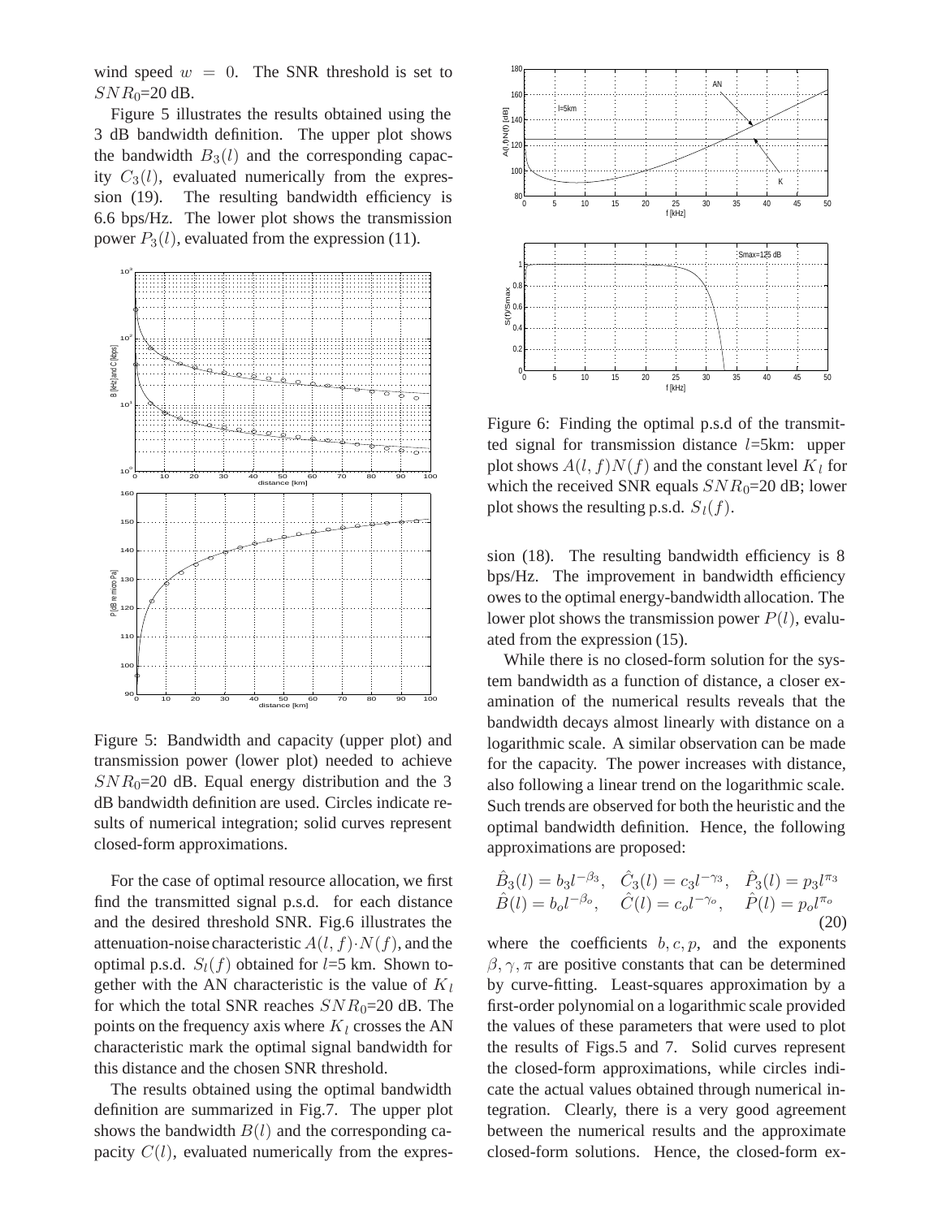wind speed $w = 0$. The SNR threshold is set to $SNR_0$=20 dB.

Figure 5 illustrates the results obtained using the 3 dB bandwidth definition. The upper plot shows the bandwidth $B_3(l)$ and the corresponding capacity $C_3(l)$, evaluated numerically from the expression (19). The resulting bandwidth efficiency is 6.6 bps/Hz. The lower plot shows the transmission power $P_3(l)$, evaluated from the expression (11).

Figure 5: Bandwidth and capacity (upper plot) and transmission power (lower plot) needed to achieve $SNR_0$=20 dB. Equal energy distribution and the 3 dB bandwidth definition are used. Circles indicate results of numerical integration; solid curves represent closed-form approximations.

For the case of optimal resource allocation, we first find the transmitted signal p.s.d. for each distance and the desired threshold SNR. Fig.6 illustrates the attenuation-noise characteristic $A(l, f)\cdot N(f)$, and the optimal p.s.d. $S_l(f)$ obtained for $l$=5 km. Shown together with the AN characteristic is the value of $K_l$ for which the total SNR reaches $SNR_0$=20 dB. The points on the frequency axis where $K_l$ crosses the AN characteristic mark the optimal signal bandwidth for this distance and the chosen SNR threshold.

The results obtained using the optimal bandwidth definition are summarized in Fig.7. The upper plot shows the bandwidth $B(l)$ and the corresponding capacity $C(l)$, evaluated numerically from the expression (18). The resulting bandwidth efficiency is 8 bps/Hz. The improvement in bandwidth efficiency owes to the optimal energy-bandwidth allocation. The lower plot shows the transmission power $P(l)$, evaluated from the expression (15).

Figure 6: Finding the optimal p.s.d of the transmitted signal for transmission distance $l$=5km: upper plot shows $A(l, f)N(f)$ and the constant level $K_l$ for which the received SNR equals $SNR_0$=20 dB; lower plot shows the resulting p.s.d. $S_l(f)$.

While there is no closed-form solution for the system bandwidth as a function of distance, a closer examination of the numerical results reveals that the bandwidth decays almost linearly with distance on a logarithmic scale. A similar observation can be made for the capacity. The power increases with distance, also following a linear trend on the logarithmic scale. Such trends are observed for both the heuristic and the optimal bandwidth definition. Hence, the following approximations are proposed:

$$
\begin{array}{lll}
\hat{B}_3(l) = b_3 l^{-\beta_3}, & \hat{C}_3(l) = c_3 l^{-\gamma_3}, & \hat{P}_3(l) = p_3 l^{\pi_3} \\
\hat{B}(l) = b_o l^{-\beta_o}, & \hat{C}(l) = c_o l^{-\gamma_o}, & \hat{P}(l) = p_o l^{\pi_o}
\end{array}
\qquad (20)
$$

where the coefficients $b, c, p$, and the exponents $\beta, \gamma, \pi$ are positive constants that can be determined by curve-fitting. Least-squares approximation by a first-order polynomial on a logarithmic scale provided the values of these parameters that were used to plot the results of Figs.5 and 7. Solid curves represent the closed-form approximations, while circles indicate the actual values obtained through numerical integration. Clearly, there is a very good agreement between the numerical results and the approximate closed-form solutions. Hence, the closed-form ex-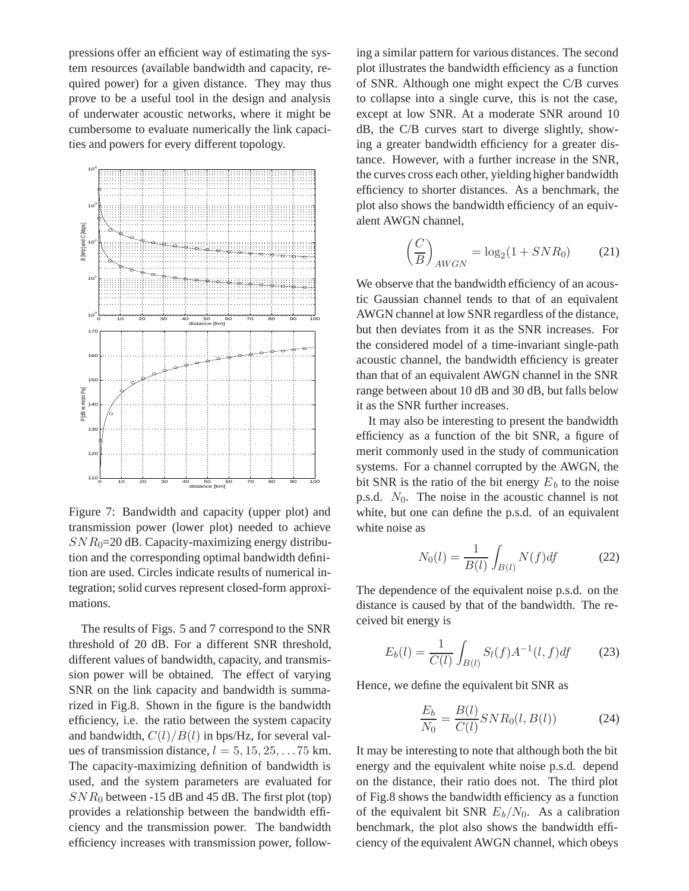pressions offer an efficient way of estimating the system resources (available bandwidth and capacity, required power) for a given distance. They may thus prove to be a useful tool in the design and analysis of underwater acoustic networks, where it might be cumbersome to evaluate numerically the link capacities and powers for every different topology.

Figure 7: Bandwidth and capacity (upper plot) and transmission power (lower plot) needed to achieve $SNR_0$=20 dB. Capacity-maximizing energy distribution and the corresponding optimal bandwidth definition are used. Circles indicate results of numerical integration; solid curves represent closed-form approximations.

The results of Figs. 5 and 7 correspond to the SNR threshold of 20 dB. For a different SNR threshold, different values of bandwidth, capacity, and transmission power will be obtained. The effect of varying SNR on the link capacity and bandwidth is summarized in Fig.8. Shown in the figure is the bandwidth efficiency, i.e. the ratio between the system capacity and bandwidth, $C(l)/B(l)$ in bps/Hz, for several values of transmission distance, $l = 5, 15, 25, \ldots 75$ km. The capacity-maximizing definition of bandwidth is used, and the system parameters are evaluated for $SNR_0$ between -15 dB and 45 dB. The first plot (top) provides a relationship between the bandwidth efficiency and the transmission power. The bandwidth efficiency increases with transmission power, following a similar pattern for various distances. The second plot illustrates the bandwidth efficiency as a function of SNR. Although one might expect the C/B curves to collapse into a single curve, this is not the case, except at low SNR. At a moderate SNR around 10 dB, the C/B curves start to diverge slightly, showing a greater bandwidth efficiency for a greater distance. However, with a further increase in the SNR, the curves cross each other, yielding higher bandwidth efficiency to shorter distances. As a benchmark, the plot also shows the bandwidth efficiency of an equivalent AWGN channel,

$$\left(\frac{C}{B}\right)_{AWGN} = \log_2(1 + SNR_0) \tag{21}$$

We observe that the bandwidth efficiency of an acoustic Gaussian channel tends to that of an equivalent AWGN channel at low SNR regardless of the distance, but then deviates from it as the SNR increases. For the considered model of a time-invariant single-path acoustic channel, the bandwidth efficiency is greater than that of an equivalent AWGN channel in the SNR range between about 10 dB and 30 dB, but falls below it as the SNR further increases.

It may also be interesting to present the bandwidth efficiency as a function of the bit SNR, a figure of merit commonly used in the study of communication systems. For a channel corrupted by the AWGN, the bit SNR is the ratio of the bit energy $E_b$ to the noise p.s.d. $N_0$. The noise in the acoustic channel is not white, but one can define the p.s.d. of an equivalent white noise as

$$N_0(l) = \frac{1}{B(l)} \int_{B(l)} N(f) df \tag{22}$$

The dependence of the equivalent noise p.s.d. on the distance is caused by that of the bandwidth. The received bit energy is

$$E_b(l) = \frac{1}{C(l)} \int_{B(l)} S_l(f) A^{-1}(l, f) df \tag{23}$$

Hence, we define the equivalent bit SNR as

$$\frac{E_b}{N_0} = \frac{B(l)}{C(l)} SNR_0(l, B(l)) \tag{24}$$

It may be interesting to note that although both the bit energy and the equivalent white noise p.s.d. depend on the distance, their ratio does not. The third plot of Fig.8 shows the bandwidth efficiency as a function of the equivalent bit SNR $E_b/N_0$. As a calibration benchmark, the plot also shows the bandwidth efficiency of the equivalent AWGN channel, which obeys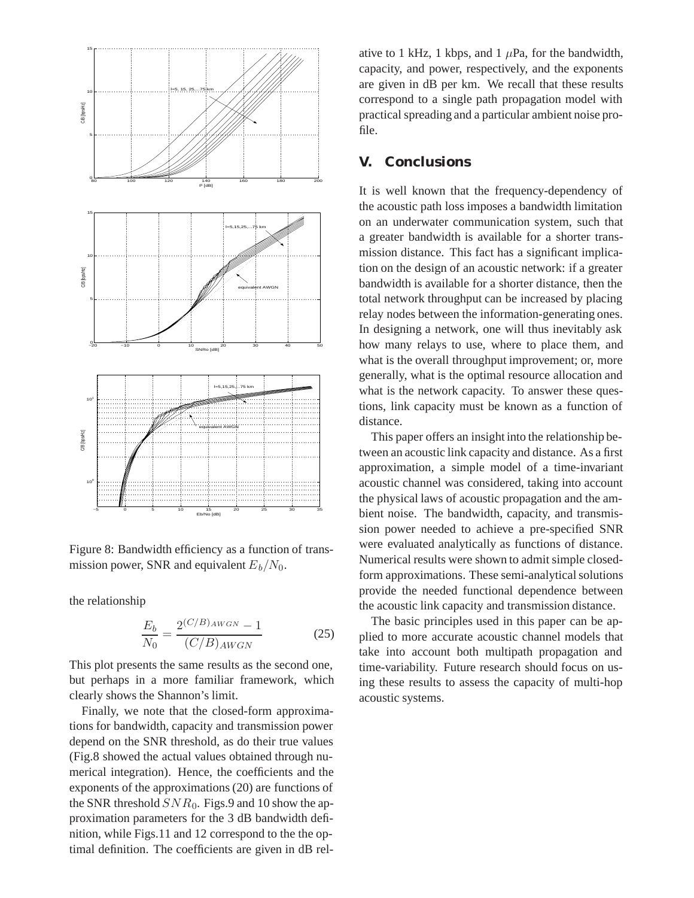Figure 8: Bandwidth efficiency as a function of transmission power, SNR and equivalent $E_b/N_0$.

the relationship

$$\frac{E_b}{N_0} = \frac{2^{(C/B)_{AWGN}} - 1}{(C/B)_{AWGN}} \tag{25}$$

This plot presents the same results as the second one, but perhaps in a more familiar framework, which clearly shows the Shannon's limit.

Finally, we note that the closed-form approximations for bandwidth, capacity and transmission power depend on the SNR threshold, as do their true values (Fig.8 showed the actual values obtained through numerical integration). Hence, the coefficients and the exponents of the approximations (20) are functions of the SNR threshold $SNR_0$. Figs.9 and 10 show the approximation parameters for the 3 dB bandwidth definition, while Figs.11 and 12 correspond to the the optimal definition. The coefficients are given in dB relative to 1 kHz, 1 kbps, and 1 $\mu$Pa, for the bandwidth, capacity, and power, respectively, and the exponents are given in dB per km. We recall that these results correspond to a single path propagation model with practical spreading and a particular ambient noise profile.

## V. Conclusions

It is well known that the frequency-dependency of the acoustic path loss imposes a bandwidth limitation on an underwater communication system, such that a greater bandwidth is available for a shorter transmission distance. This fact has a significant implication on the design of an acoustic network: if a greater bandwidth is available for a shorter distance, then the total network throughput can be increased by placing relay nodes between the information-generating ones. In designing a network, one will thus inevitably ask how many relays to use, where to place them, and what is the overall throughput improvement; or, more generally, what is the optimal resource allocation and what is the network capacity. To answer these questions, link capacity must be known as a function of distance.

This paper offers an insight into the relationship between an acoustic link capacity and distance. As a first approximation, a simple model of a time-invariant acoustic channel was considered, taking into account the physical laws of acoustic propagation and the ambient noise. The bandwidth, capacity, and transmission power needed to achieve a pre-specified SNR were evaluated analytically as functions of distance. Numerical results were shown to admit simple closed-form approximations. These semi-analytical solutions provide the needed functional dependence between the acoustic link capacity and transmission distance.

The basic principles used in this paper can be applied to more accurate acoustic channel models that take into account both multipath propagation and time-variability. Future research should focus on using these results to assess the capacity of multi-hop acoustic systems.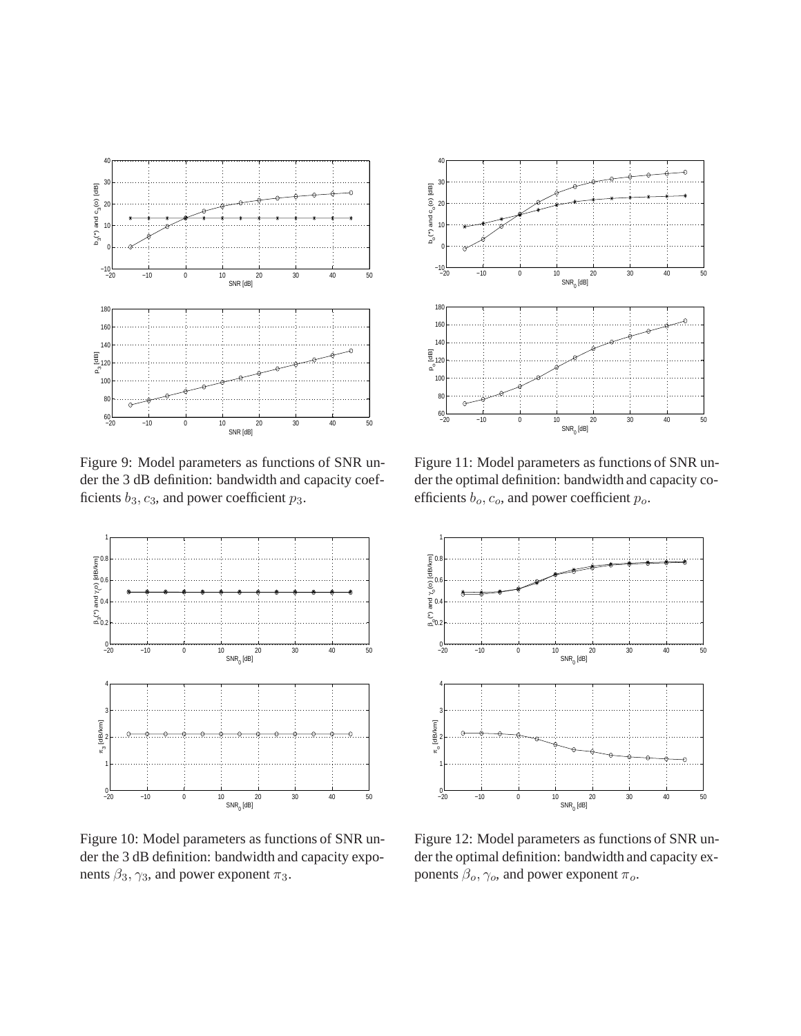Figure 9: Model parameters as functions of SNR under the 3 dB definition: bandwidth and capacity coefficients $b_3$, $c_3$, and power coefficient $p_3$.

Figure 10: Model parameters as functions of SNR under the 3 dB definition: bandwidth and capacity exponents $\beta_3$, $\gamma_3$, and power exponent $\pi_3$.

Figure 11: Model parameters as functions of SNR under the optimal definition: bandwidth and capacity coefficients $b_o$, $c_o$, and power coefficient $p_o$.

Figure 12: Model parameters as functions of SNR under the optimal definition: bandwidth and capacity exponents $\beta_o$, $\gamma_o$, and power exponent $\pi_o$.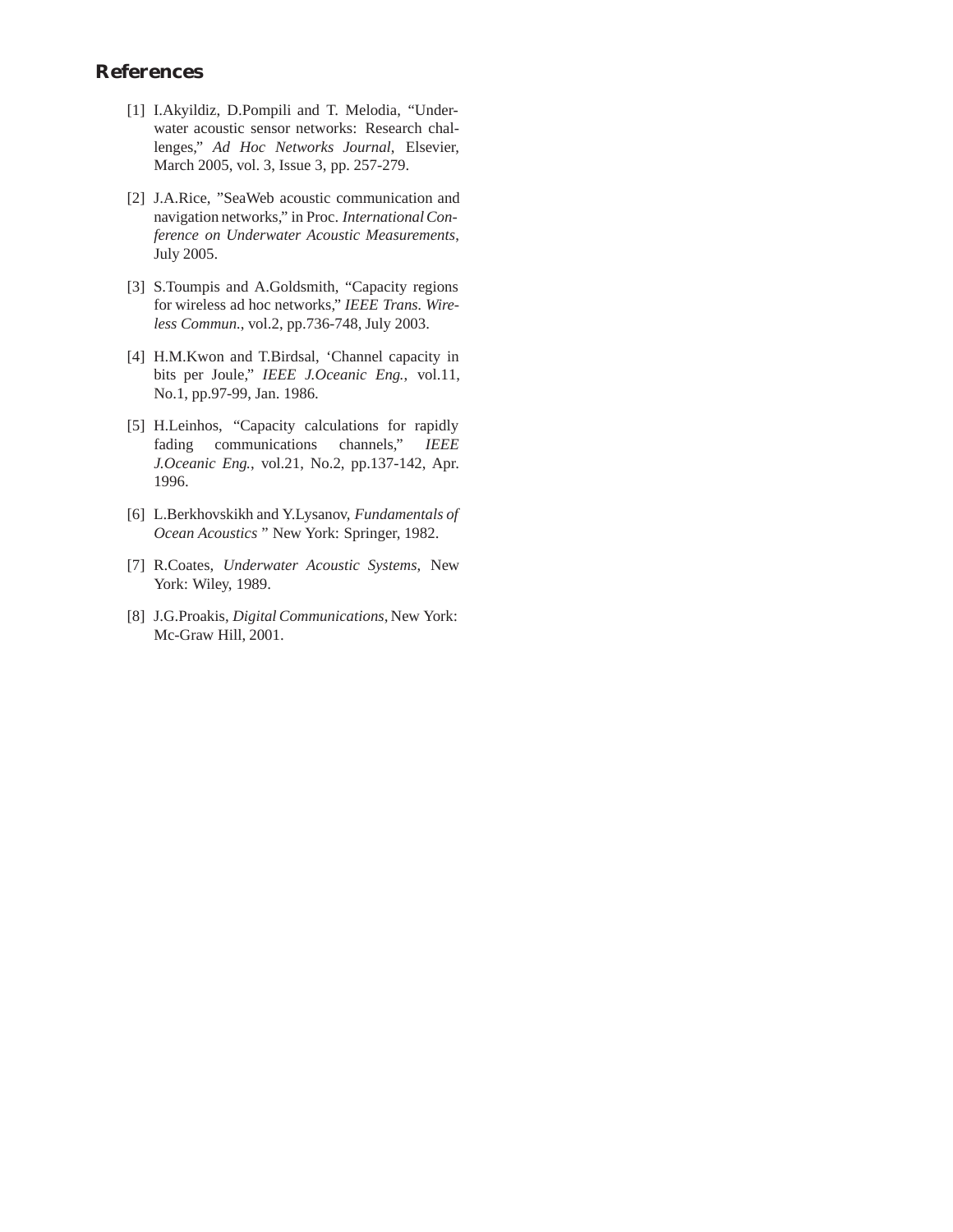## References

[1] I.Akyildiz, D.Pompili and T. Melodia, “Underwater acoustic sensor networks: Research challenges,” *Ad Hoc Networks Journal*, Elsevier, March 2005, vol. 3, Issue 3, pp. 257-279.

[2] J.A.Rice, ”SeaWeb acoustic communication and navigation networks,” in Proc. *International Conference on Underwater Acoustic Measurements*, July 2005.

[3] S.Toumpis and A.Goldsmith, “Capacity regions for wireless ad hoc networks,” *IEEE Trans. Wireless Commun.*, vol.2, pp.736-748, July 2003.

[4] H.M.Kwon and T.Birdsal, ‘Channel capacity in bits per Joule,” *IEEE J.Oceanic Eng.*, vol.11, No.1, pp.97-99, Jan. 1986.

[5] H.Leinhos, “Capacity calculations for rapidly fading communications channels,” *IEEE J.Oceanic Eng.*, vol.21, No.2, pp.137-142, Apr. 1996.

[6] L.Berkhovskikh and Y.Lysanov, *Fundamentals of Ocean Acoustics* ” New York: Springer, 1982.

[7] R.Coates, *Underwater Acoustic Systems*, New York: Wiley, 1989.

[8] J.G.Proakis, *Digital Communications*, New York: Mc-Graw Hill, 2001.